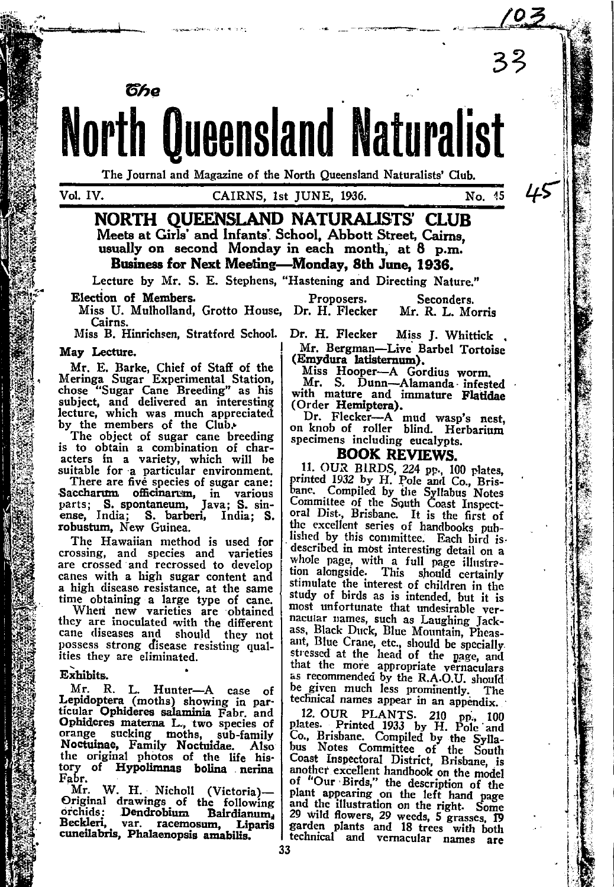# The North Queensland Naturalist

The Journal and Magazine of the North Queensland Naturalists' Club.

Vol. IV. CAIRNS, 1st JUNE, 1936. No. 45

## NORTH QUEENSLAND NATURALISTS' CLUB

**Meets at Girls' and Infants' School, Abbott Street, Cairns, usually on second Monday in each month, at 8 p.m.**

**Business for Next Meeting—Monday, 8th June, 1936.**

Lecture by Mr. S. E. Stephens, "Hastening and Directing Nature."

**Election of Members.**

| | Proposers. | Seconders. |
|---|---|---|
| Miss U. Mulholland, Grotto House, Cairns. | Dr. H. Flecker | Mr. R. L. Morris |
| Miss B. Hinrichsen, Stratford School. | Dr. H. Flecker | Miss J. Whittick |

**May Lecture.**

Mr. E. Barke, Chief of Staff of the Meringa Sugar Experimental Station, chose "Sugar Cane Breeding" as his subject, and delivered an interesting lecture, which was much appreciated by the members of the Club.

The object of sugar cane breeding is to obtain a combination of characters in a variety, which will be suitable for a particular environment.

There are five species of sugar cane: **Saccharum officinarum**, in various parts; **S. spontaneum**, Java; **S. sinense**, India; **S. barberi**, India; **S. robustum**, New Guinea.

The Hawaiian method is used for crossing, and species and varieties are crossed and recrossed to develop canes with a high sugar content and a high disease resistance, at the same time obtaining a large type of cane.

When new varieties are obtained they are inoculated with the different cane diseases and should they not possess strong disease resisting qualities they are eliminated.

**Exhibits.**

Mr. R. L. Hunter—A case of **Lepidoptera** (moths) showing in particular **Ophideres salaminia** Fabr. and **Ophideres materna** L., two species of orange sucking moths, sub-family **Noctuinae**, Family **Noctuidae**. Also the original photos of the life history of **Hypolimnas bolina nerina** Fabr.

Mr. W. H. Nicholl (Victoria)—Original drawings of the following orchids: **Dendrobium Bairdianum, Beckleri**, var. **racemosum, Liparis cuneilabris, Phalaenopsis amabilis.**

Mr. Bergman—Live Barbel Tortoise (**Emydura latisternum**).

Miss Hooper—A Gordius worm.

Mr. S. Dunn—Alamanda infested with mature and immature **Flatidae** (Order **Hemiptera**).

Dr. Flecker—A mud wasp's nest, on knob of roller blind. Herbarium specimens including eucalypts.

## BOOK REVIEWS.

11. OUR BIRDS, 224 pp., 100 plates, printed 1932 by H. Pole and Co., Brisbane. Compiled by the Syllabus Notes Committee of the South Coast Inspectoral Dist., Brisbane. It is the first of the excellent series of handbooks published by this committee. Each bird is described in most interesting detail on a whole page, with a full page illustration alongside. This should certainly stimulate the interest of children in the study of birds as is intended, but it is most unfortunate that undesirable vernacular names, such as Laughing Jackass, Black Duck, Blue Mountain, Pheasant, Blue Crane, etc., should be specially stressed at the head of the page, and that the more appropriate vernaculars as recommended by the R.A.O.U. should be given much less prominently. The technical names appear in an appendix.

12. OUR PLANTS. 210 pp., 100 plates. Printed 1933 by H. Pole and Co., Brisbane. Compiled by the Syllabus Notes Committee of the South Coast Inspectoral District, Brisbane, is another excellent handbook on the model of "Our Birds," the description of the plant appearing on the left hand page and the illustration on the right. Some 29 wild flowers, 29 weeds, 5 grasses, 19 garden plants and 18 trees with both technical and vernacular names are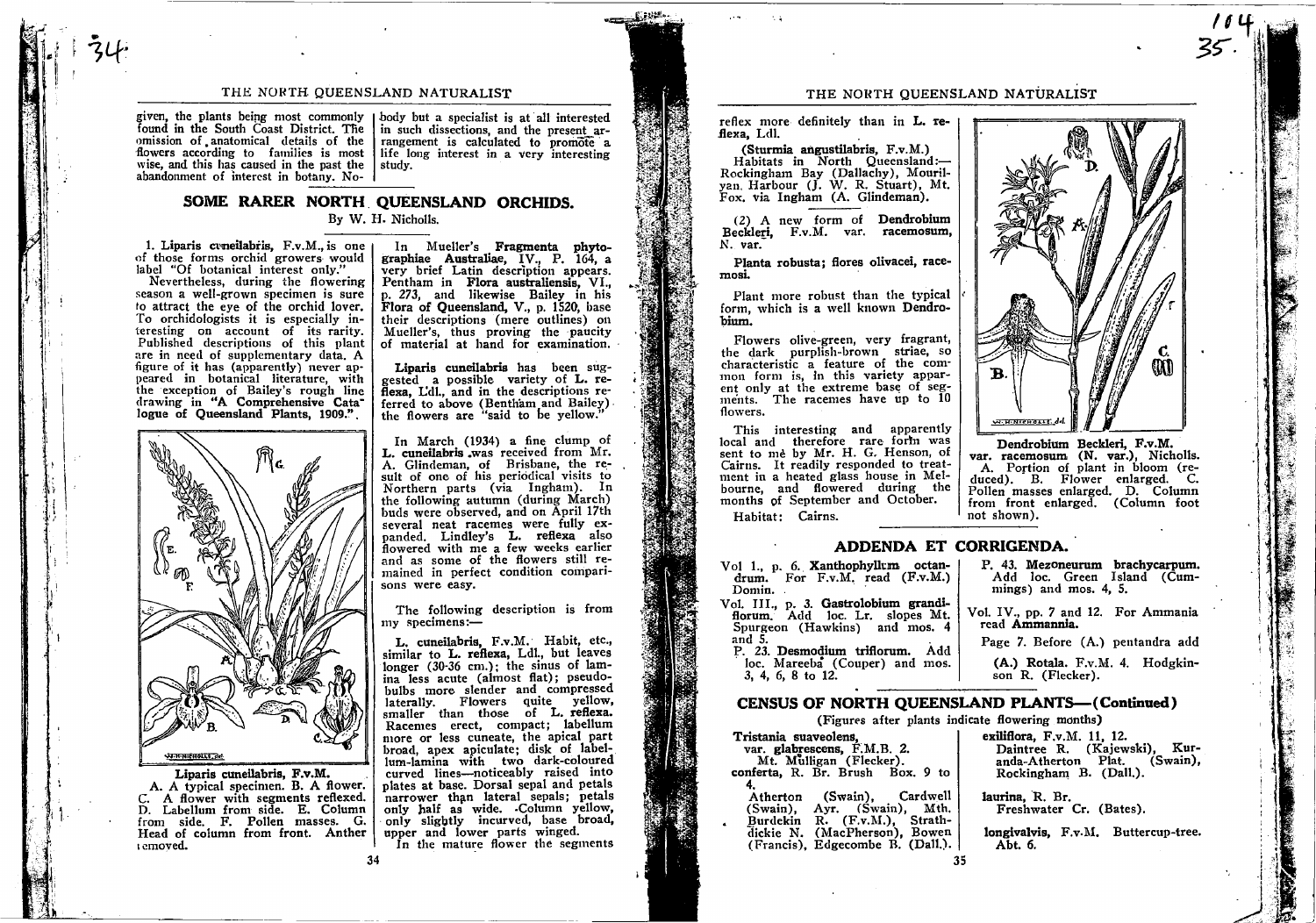given, the plants being most commonly found in the South Coast District. The omission of anatomical details of the flowers according to families is most wise, and this has caused in the past the abandonment of interest in botany. Nobody but a specialist is at all interested in such dissections, and the present arrangement is calculated to promote a life long interest in a very interesting study.

## SOME RARER NORTH QUEENSLAND ORCHIDS.

By W. H. Nicholls.

1. **Liparis cuneilabris**, F.v.M., is one of those forms orchid growers would label "Of botanical interest only."

Nevertheless, during the flowering season a well-grown specimen is sure to attract the eye of the orchid lover. To orchidologists it is especially interesting on account of its rarity. Published descriptions of this plant are in need of supplementary data. A figure of it has (apparently) never appeared in botanical literature, with the exception of Bailey's rough line drawing in **"A Comprehensive Catalogue of Queensland Plants, 1909."**

**Liparis cuneilabris, F.v.M.**
A. A typical specimen. B. A flower. C. A flower with segments reflexed. D. Labellum from side. E. Column from side. F. Pollen masses. G. Head of column from front. Anther removed.

In Mueller's **Fragmenta phytographiae Australiae,** IV., P. 164, a very brief Latin description appears. Pentham in **Flora australiensis,** VI., p. 273, and likewise Bailey in his **Flora of Queensland,** V., p. 1520, base their descriptions (mere outlines) on Mueller's, thus proving the paucity of material at hand for examination.

**Liparis cuneilabris** has been suggested a possible variety of **L. reflexa,** L'dl., and in the descriptions referred to above (Bentham and Bailey) the flowers are "said to be yellow."

In March (1934) a fine clump of **L. cuneilabris** was received from Mr. A. Glindeman, of Brisbane, the result of one of his periodical visits to Northern parts (via Ingham). In the following autumn (during March) buds were observed, and on April 17th several neat racemes were fully expanded. Lindley's **L. reflexa** also flowered with me a few weeks earlier and as some of the flowers still remained in perfect condition comparisons were easy.

The following description is from my specimens:—

**L. cuneilabris,** F.v.M. Habit, etc., similar to **L. reflexa,** Ldl., but leaves longer (30-36 cm.); the sinus of lamina less acute (almost flat); pseudobulbs more slender and compressed laterally. Flowers quite yellow, smaller than those of **L. reflexa.** Racemes erect, compact; labellum more or less cuneate, the apical part broad, apex apiculate; disk of labellum-lamina with two dark-coloured curved lines—noticeably raised into plates at base. Dorsal sepal and petals narrower than lateral sepals; petals only half as wide. Column yellow, only slightly incurved, base broad, upper and lower parts winged.

In the mature flower the segments reflex more definitely than in **L. reflexa,** Ldl.

(**Sturmia angustilabris,** F.v.M.)
Habitats in North Queensland:—Rockingham Bay (Dallachy), Mourilyan Harbour (J. W. R. Stuart), Mt. Fox, via Ingham (A. Glindeman).

(2) A new form of **Dendrobium Beckleri,** F.v.M. var. **racemosum,** N. var.

**Planta robusta; flores olivacei, racemosi.**

Plant more robust than the typical form, which is a well known **Dendrobium.**

Flowers olive-green, very fragrant, the dark purplish-brown striae, so characteristic a feature of the common form is, in this variety apparent only at the extreme base of segments. The racemes have up to 10 flowers.

This interesting and apparently local and therefore rare form was sent to me by Mr. H. G. Henson, of Cairns. It readily responded to treatment in a heated glass house in Melbourne, and flowered during the months of September and October.

Habitat: Cairns.

**Dendrobium Beckleri, F.v.M. var. racemosum (N. var.),** Nicholls.
A. Portion of plant in bloom (reduced). B. Flower enlarged. C. Pollen masses enlarged. D. Column from front enlarged. (Column foot not shown).

## ADDENDA ET CORRIGENDA.

Vol 1., p. 6. **Xanthophyllum octandrum.** For F.v.M. read (F.v.M.) Domin.

Vol. III., p. 3. **Gastrolobium grandiflorum.** Add loc. Lr. slopes Mt. Spurgeon (Hawkins) and mos. 4 and 5.

P. 23. **Desmodium triflorum.** Add loc. Mareeba (Couper) and mos. 3, 4, 6, 8 to 12.

P. 43. **Mezoneurum brachycarpum.** Add loc. Green Island (Cummings) and mos. 4, 5.

Vol. IV., pp. 7 and 12. For Ammania read **Ammannia.**

Page 7. Before (A.) pentandra add

**(A.) Rotala.** F.v.M. 4. Hodgkinson R. (Flecker).

## CENSUS OF NORTH QUEENSLAND PLANTS—(Continued)

(Figures after plants indicate flowering months)

**Tristania suaveolens,**
var. **glabrescens,** F.M.B. 2. Mt. Mulligan (Flecker).

**conferta,** R. Br. Brush Box. 9 to 4.
Atherton (Swain), Cardwell (Swain), Ayr. (Swain), Mth. Burdekin R. (F.v.M.), Strathdickie N. (MacPherson), Bowen (Francis), Edgecombe B. (Dall.).

**exiliflora,** F.v.M. 11, 12.
Daintree R. (Kajewski), Kuranda-Atherton Plat. (Swain), Rockingham B. (Dall.).

**laurina,** R. Br.
Freshwater Cr. (Bates).

**longivalvis,** F.v.M. Buttercup-tree. Abt. 6.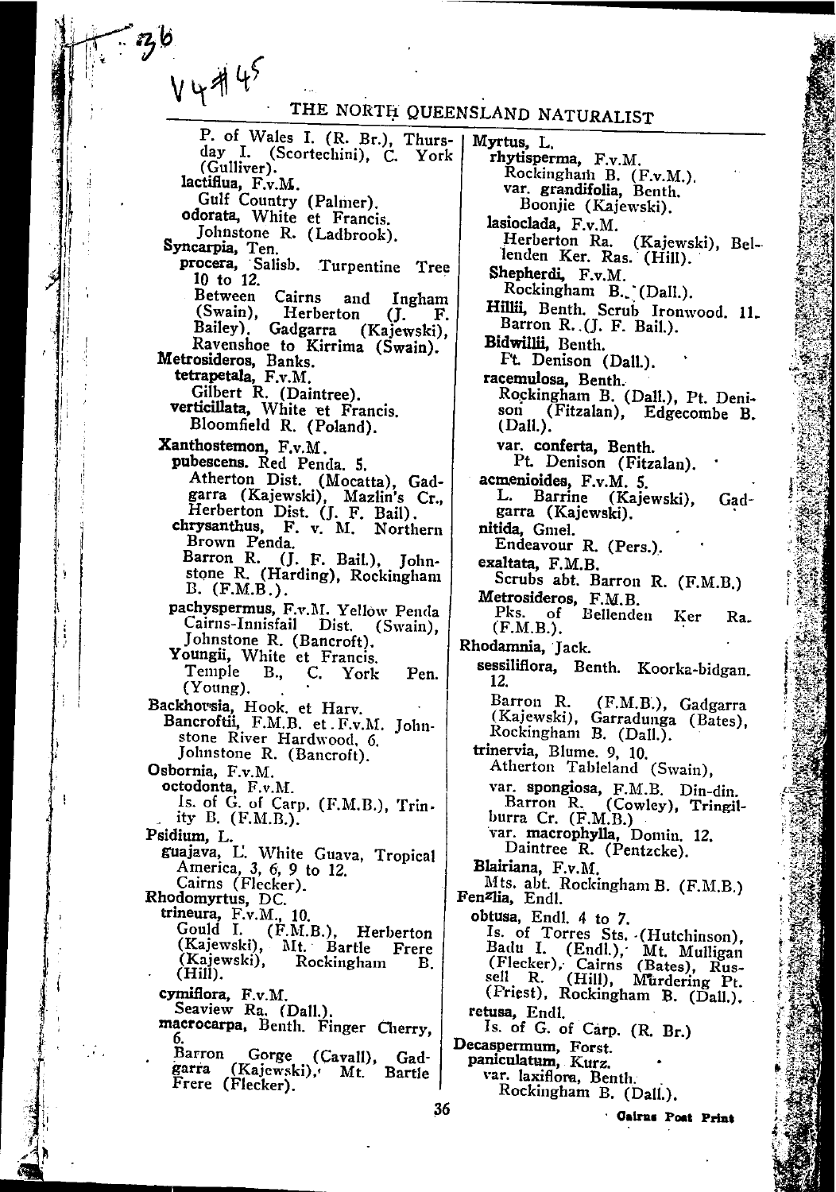P. of Wales I. (R. Br.), Thursday I. (Scortechini), C. York (Gulliver).

**lactiflua,** F.v.M.
Gulf Country (Palmer).

**odorata,** White et Francis.
Johnstone R. (Ladbrook).

**Syncarpia,** Ten.

**procera,** Salisb. Turpentine Tree 10 to 12.
Between Cairns and Ingham (Swain), Herberton (J. F. Bailey). Gadgarra (Kajewski), Ravenshoe to Kirrima (Swain).

**Metrosideros,** Banks.

**tetrapetala,** F.v.M.
Gilbert R. (Daintree).

**verticillata,** White et Francis.
Bloomfield R. (Poland).

**Xanthostemon,** F.v.M.

**pubescens.** Red Penda. 5.
Atherton Dist. (Mocatta), Gadgarra (Kajewski), Mazlin's Cr., Herberton Dist. (J. F. Bail).

**chrysanthus,** F. v. M. Northern Brown Penda.
Barron R. (J. F. Bail.), Johnstone R. (Harding), Rockingham B. (F.M.B.).

**pachyspermus,** F.v.M. Yellow Penda
Cairns-Innisfail Dist. (Swain), Johnstone R. (Bancroft).

**Youngii,** White et Francis.
Temple B., C. York Pen. (Young).

**Backhousia,** Hook. et Harv.

**Bancroftii,** F.M.B. et F.v.M. Johnstone River Hardwood. 6.
Johnstone R. (Bancroft).

**Osbornia,** F.v.M.

**octodonta,** F.v.M.
Is. of G. of Carp. (F.M.B.), Trinity B. (F.M.B.).

**Psidium,** L.

**guajava,** L. White Guava, Tropical America, 3, 6, 9 to 12.
Cairns (Flecker).

**Rhodomyrtus,** DC.

**trineura,** F.v.M., 10.
Gould I. (F.M.B.), Herberton (Kajewski), Mt. Bartle Frere (Kajewski), Rockingham B. (Hill).

**cymiflora,** F.v.M.
Seaview Ra. (Dall.).

**macrocarpa,** Benth. Finger Cherry, 6.
Barron Gorge (Cavall), Gadgarra (Kajewski), Mt. Bartle Frere (Flecker).

**Myrtus,** L.

**rhytisperma,** F.v.M.
Rockingham B. (F.v.M.).

var. **grandifolia,** Benth.
Boonjie (Kajewski).

**lasioclada,** F.v.M.
Herberton Ra. (Kajewski), Bellenden Ker. Ras. (Hill).

**Shepherdi,** F.v.M.
Rockingham B. (Dall.).

**Hillii,** Benth. Scrub Ironwood. 11.
Barron R. (J. F. Bail.).

**Bidwillii,** Benth.
Pt. Denison (Dall.).

**racemulosa,** Benth.
Rockingham B. (Dall.), Pt. Denison (Fitzalan), Edgecombe B. (Dall.).

var. **conferta,** Benth.
Pt. Denison (Fitzalan).

**acmenioides,** F.v.M. 5.
L. Barrine (Kajewski), Gadgarra (Kajewski).

**nitida,** Gmel.
Endeavour R. (Pers.).

**exaltata,** F.M.B.
Scrubs abt. Barron R. (F.M.B.)

**Metrosideros,** F.M.B.
Pks. of Bellenden Ker Ra. (F.M.B.).

**Rhodamnia,** Jack.

**sessiliflora,** Benth. Koorka-bidgan. 12.
Barron R. (F.M.B.), Gadgarra (Kajewski), Garradunga (Bates), Rockingham B. (Dall.).

**trinervia,** Blume. 9, 10.
Atherton Tableland (Swain),

var. **spongiosa,** F.M.B. Din-din.
Barron R. (Cowley), Tringilburra Cr. (F.M.B.)

var. **macrophylla,** Domin. 12.
Daintree R. (Pentzcke).

**Blairiana,** F.v.M.
Mts. abt. Rockingham B. (F.M.B.)

**Fenzlia,** Endl.

**obtusa,** Endl. 4 to 7.
Is. of Torres Sts. (Hutchinson), Badu I. (Endl.), Mt. Mulligan (Flecker), Cairns (Bates), Russell R. (Hill), Murdering Pt. (Priest), Rockingham B. (Dall.).

**retusa,** Endl.
Is. of G. of Carp. (R. Br.)

**Decaspermum,** Forst.

**paniculatum,** Kurz.

var. **laxiflora,** Benth.
Rockingham B. (Dall.).

Cairns Post Print